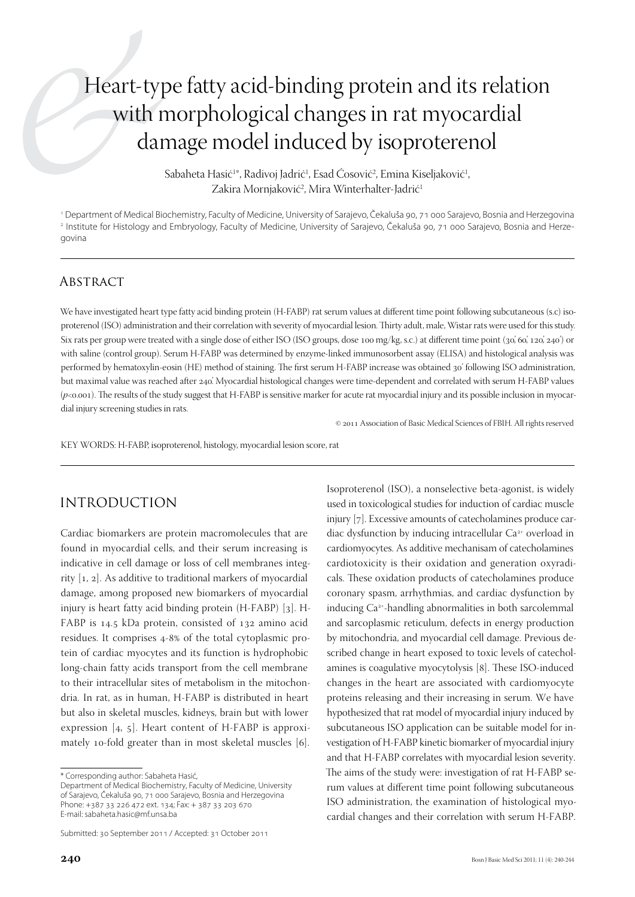# Heart-type fatty acid-binding protein and its relation with morphological changes in rat myocardial damage model induced by isoproterenol

Sabaheta Hasić[1*], Radivoj Jadrić[1], Esad Ćosović[2], Emina Kiseljaković[1], Zakira Mornjaković[2], Mira Winterhalter-Jadrić[1]

[1] Department of Medical Biochemistry, Faculty of Medicine, University of Sarajevo, Čekaluša 90, 71 000 Sarajevo, Bosnia and Herzegovina
[2] Institute for Histology and Embryology, Faculty of Medicine, University of Sarajevo, Čekaluša 90, 71 000 Sarajevo, Bosnia and Herzegovina

## Abstract

We have investigated heart type fatty acid binding protein (H-FABP) rat serum values at different time point following subcutaneous (s.c) isoproterenol (ISO) administration and their correlation with severity of myocardial lesion. Thirty adult, male, Wistar rats were used for this study. Six rats per group were treated with a single dose of either ISO (ISO groups, dose 100 mg/kg, s.c.) at different time point (30', 60', 120', 240') or with saline (control group). Serum H-FABP was determined by enzyme-linked immunosorbent assay (ELISA) and histological analysis was performed by hematoxylin-eosin (HE) method of staining. The first serum H-FABP increase was obtained 30' following ISO administration, but maximal value was reached after 240'. Myocardial histological changes were time-dependent and correlated with serum H-FABP values ($p<0.001$). The results of the study suggest that H-FABP is sensitive marker for acute rat myocardial injury and its possible inclusion in myocardial injury screening studies in rats.

© 2011 Association of Basic Medical Sciences of FBIH. All rights reserved

KEY WORDS: H-FABP, isoproterenol, histology, myocardial lesion score, rat

## Introduction

Cardiac biomarkers are protein macromolecules that are found in myocardial cells, and their serum increasing is indicative in cell damage or loss of cell membranes integrity [1, 2]. As additive to traditional markers of myocardial damage, among proposed new biomarkers of myocardial injury is heart fatty acid binding protein (H-FABP) [3]. H-FABP is 14.5 kDa protein, consisted of 132 amino acid residues. It comprises 4-8% of the total cytoplasmic protein of cardiac myocytes and its function is hydrophobic long-chain fatty acids transport from the cell membrane to their intracellular sites of metabolism in the mitochondria. In rat, as in human, H-FABP is distributed in heart but also in skeletal muscles, kidneys, brain but with lower expression [4, 5]. Heart content of H-FABP is approximately 10-fold greater than in most skeletal muscles [6].

Isoproterenol (ISO), a nonselective beta-agonist, is widely used in toxicological studies for induction of cardiac muscle injury [7]. Excessive amounts of catecholamines produce cardiac dysfunction by inducing intracellular $Ca^{2+}$ overload in cardiomyocytes. As additive mechanisam of catecholamines cardiotoxicity is their oxidation and generation oxyradicals. These oxidation products of catecholamines produce coronary spasm, arrhythmias, and cardiac dysfunction by inducing $Ca^{2+}$-handling abnormalities in both sarcolemmal and sarcoplasmic reticulum, defects in energy production by mitochondria, and myocardial cell damage. Previous described change in heart exposed to toxic levels of catecholamines is coagulative myocytolysis [8]. These ISO-induced changes in the heart are associated with cardiomyocyte proteins releasing and their increasing in serum. We have hypothesized that rat model of myocardial injury induced by subcutaneous ISO application can be suitable model for investigation of H-FABP kinetic biomarker of myocardial injury and that H-FABP correlates with myocardial lesion severity. The aims of the study were: investigation of rat H-FABP serum values at different time point following subcutaneous ISO administration, the examination of histological myocardial changes and their correlation with serum H-FABP.

\* Corresponding author: Sabaheta Hasić,
Department of Medical Biochemistry, Faculty of Medicine, University of Sarajevo, Čekaluša 90, 71 000 Sarajevo, Bosnia and Herzegovina
Phone: +387 33 226 472 ext. 134; Fax: + 387 33 203 670
E-mail: sabaheta.hasic@mf.unsa.ba

Submitted: 30 September 2011 / Accepted: 31 October 2011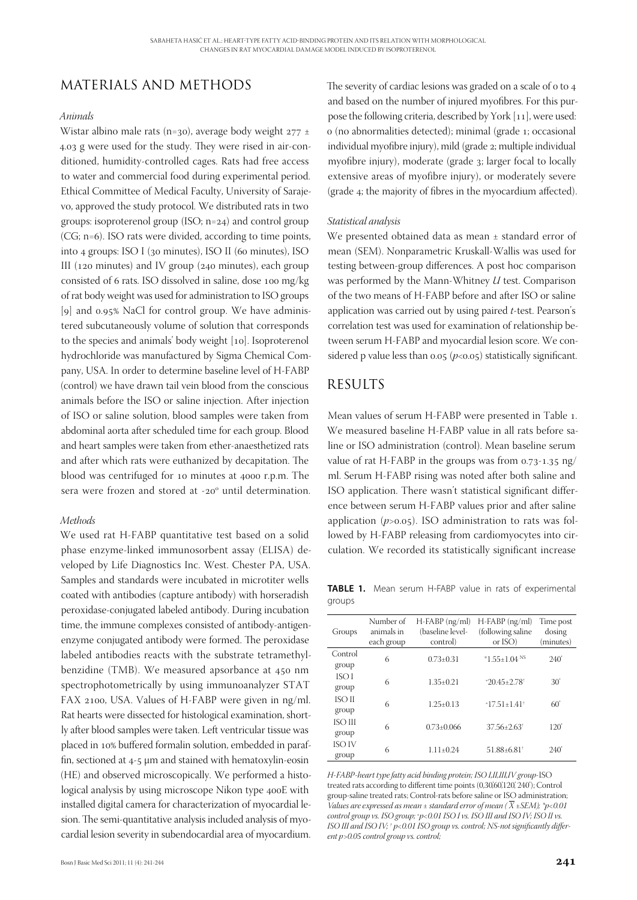## MATERIALS AND METHODS

### *Animals*

Wistar albino male rats (n=30), average body weight 277 ± 4.03 g were used for the study. They were rised in air-conditioned, humidity-controlled cages. Rats had free access to water and commercial food during experimental period. Ethical Committee of Medical Faculty, University of Sarajevo, approved the study protocol. We distributed rats in two groups: isoproterenol group (ISO; n=24) and control group (CG; n=6). ISO rats were divided, according to time points, into 4 groups: ISO I (30 minutes), ISO II (60 minutes), ISO III (120 minutes) and IV group (240 minutes), each group consisted of 6 rats. ISO dissolved in saline, dose 100 mg/kg of rat body weight was used for administration to ISO groups [9] and 0.95% NaCl for control group. We have administered subcutaneously volume of solution that corresponds to the species and animals' body weight [10]. Isoproterenol hydrochloride was manufactured by Sigma Chemical Company, USA. In order to determine baseline level of H-FABP (control) we have drawn tail vein blood from the conscious animals before the ISO or saline injection. After injection of ISO or saline solution, blood samples were taken from abdominal aorta after scheduled time for each group. Blood and heart samples were taken from ether-anaesthetized rats and after which rats were euthanized by decapitation. The blood was centrifuged for 10 minutes at 4000 r.p.m. The sera were frozen and stored at -20° until determination.

### *Methods*

We used rat H-FABP quantitative test based on a solid phase enzyme-linked immunosorbent assay (ELISA) developed by Life Diagnostics Inc. West. Chester PA, USA. Samples and standards were incubated in microtiter wells coated with antibodies (capture antibody) with horseradish peroxidase-conjugated labeled antibody. During incubation time, the immune complexes consisted of antibody-antigen-enzyme conjugated antibody were formed. The peroxidase labeled antibodies reacts with the substrate tetramethylbenzidine (TMB). We measured apsorbance at 450 nm spectrophotometrically by using immunoanalyzer STAT FAX 2100, USA. Values of H-FABP were given in ng/ml. Rat hearts were dissected for histological examination, shortly after blood samples were taken. Left ventricular tissue was placed in 10% buffered formalin solution, embedded in paraffin, sectioned at 4-5 μm and stained with hematoxylin-eosin (HE) and observed microscopically. We performed a histological analysis by using microscope Nikon type 400E with installed digital camera for characterization of myocardial lesion. The semi-quantitative analysis included analysis of myocardial lesion severity in subendocardial area of myocardium. The severity of cardiac lesions was graded on a scale of 0 to 4 and based on the number of injured myofibres. For this purpose the following criteria, described by York [11], were used: 0 (no abnormalities detected); minimal (grade 1; occasional individual myofibre injury), mild (grade 2; multiple individual myofibre injury), moderate (grade 3; larger focal to locally extensive areas of myofibre injury), or moderately severe (grade 4; the majority of fibres in the myocardium affected).

### *Statistical analysis*

We presented obtained data as mean ± standard error of mean (SEM). Nonparametric Kruskall-Wallis was used for testing between-group differences. A post hoc comparison was performed by the Mann-Whitney *U* test. Comparison of the two means of H-FABP before and after ISO or saline application was carried out by using paired *t*-test. Pearson's correlation test was used for examination of relationship between serum H-FABP and myocardial lesion score. We considered p value less than 0.05 ($p<0.05$) statistically significant.

## RESULTS

Mean values of serum H-FABP were presented in Table 1. We measured baseline H-FABP value in all rats before saline or ISO administration (control). Mean baseline serum value of rat H-FABP in the groups was from 0.73-1.35 ng/ml. Serum H-FABP rising was noted after both saline and ISO application. There wasn't statistical significant difference between serum H-FABP values prior and after saline application ($p>0.05$). ISO administration to rats was followed by H-FABP releasing from cardiomyocytes into circulation. We recorded its statistically significant increase

**TABLE 1.** Mean serum H-FABP value in rats of experimental groups

| Groups | Number of animals in each group | H-FABP (ng/ml) (baseline level-control) | H-FABP (ng/ml) (following saline or ISO) | Time post dosing (minutes) |
|---|---|---|---|---|
| Control group | 6 | 0.73±0.31 | *1.55±1.04 NS | 240' |
| ISO I group | 6 | 1.35±0.21 | ᵃ20.45±2.78† | 30' |
| ISO II group | 6 | 1.25±0.13 | ᵃ17.51±1.41† | 60' |
| ISO III group | 6 | 0.73±0.066 | 37.56±2.63† | 120' |
| ISO IV group | 6 | 1.11±0.24 | 51.88±6.81† | 240' |

*H-FABP-heart type fatty acid binding protein; ISO I,II,III,IV group-ISO treated rats according to different time points (0,30',60',120', 240'); Control group-saline treated rats; Control-rats before saline or ISO administration; Values are expressed as mean ± standard error of mean ($\overline{X}$ ±SEM); *p<0.01 control group vs. ISO group; ᵃp<0.01 ISO I vs. ISO III and ISO IV; ISO II vs. ISO III and ISO IV; † p<0.01 ISO group vs. control; NS-not significantly different p>0.05 control group vs. control;*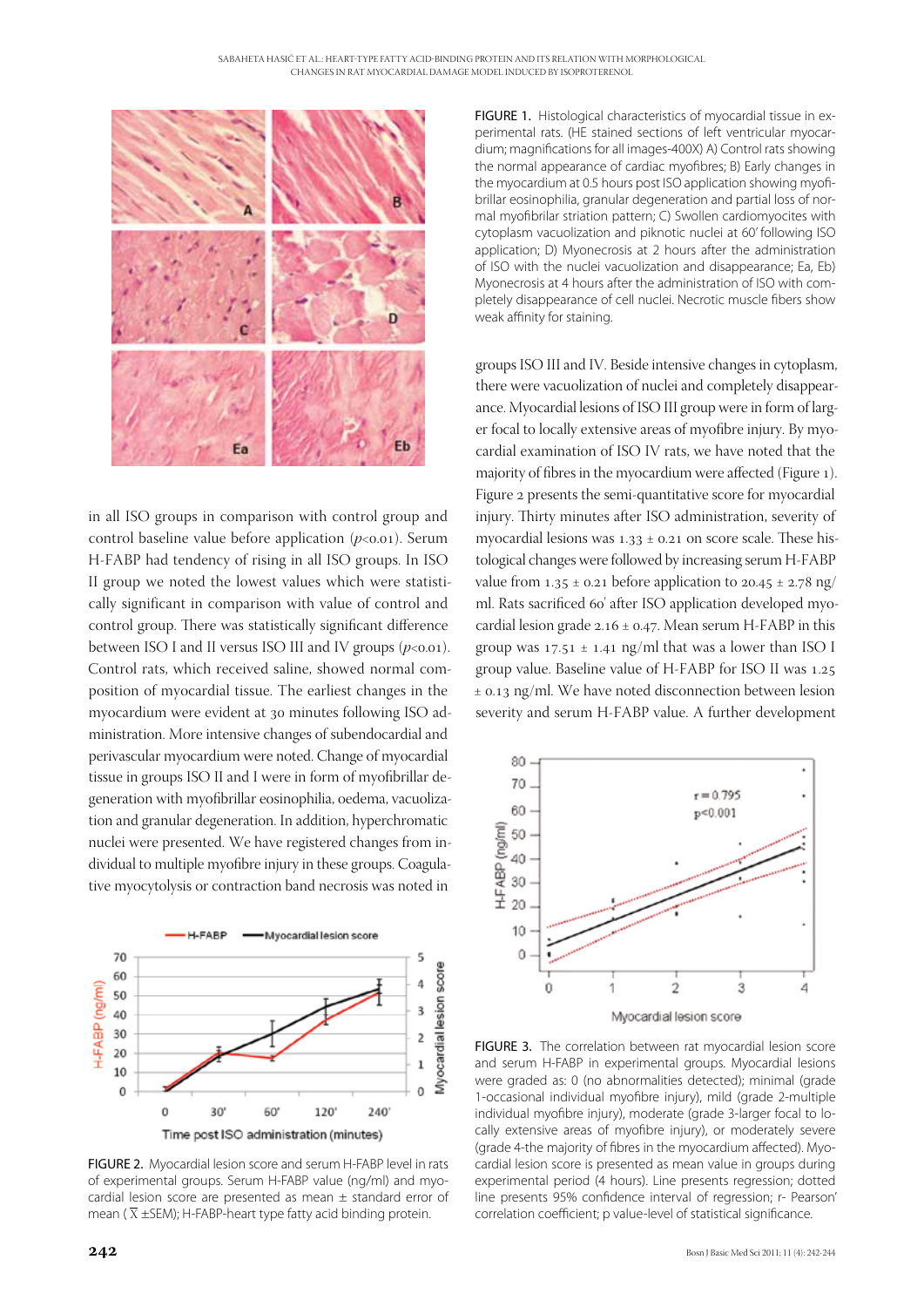FIGURE 1. Histological characteristics of myocardial tissue in experimental rats. (HE stained sections of left ventricular myocardium; magnifications for all images-400X) A) Control rats showing the normal appearance of cardiac myofibres; B) Early changes in the myocardium at 0.5 hours post ISO application showing myofibrillar eosinophilia, granular degeneration and partial loss of normal myofibrilar striation pattern; C) Swollen cardiomyocites with cytoplasm vacuolization and piknotic nuclei at 60' following ISO application; D) Myonecrosis at 2 hours after the administration of ISO with the nuclei vacuolization and disappearance; Ea, Eb) Myonecrosis at 4 hours after the administration of ISO with completely disappearance of cell nuclei. Necrotic muscle fibers show weak affinity for staining.

in all ISO groups in comparison with control group and control baseline value before application ($p<0.01$). Serum H-FABP had tendency of rising in all ISO groups. In ISO II group we noted the lowest values which were statistically significant in comparison with value of control and control group. There was statistically significant difference between ISO I and II versus ISO III and IV groups ($p<0.01$). Control rats, which received saline, showed normal composition of myocardial tissue. The earliest changes in the myocardium were evident at 30 minutes following ISO administration. More intensive changes of subendocardial and perivascular myocardium were noted. Change of myocardial tissue in groups ISO II and I were in form of myofibrillar degeneration with myofibrillar eosinophilia, oedema, vacuolization and granular degeneration. In addition, hyperchromatic nuclei were presented. We have registered changes from individual to multiple myofibre injury in these groups. Coagulative myocytolysis or contraction band necrosis was noted in groups ISO III and IV. Beside intensive changes in cytoplasm, there were vacuolization of nuclei and completely disappearance. Myocardial lesions of ISO III group were in form of larger focal to locally extensive areas of myofibre injury. By myocardial examination of ISO IV rats, we have noted that the majority of fibres in the myocardium were affected (Figure 1). Figure 2 presents the semi-quantitative score for myocardial injury. Thirty minutes after ISO administration, severity of myocardial lesions was 1.33 ± 0.21 on score scale. These histological changes were followed by increasing serum H-FABP value from 1.35 ± 0.21 before application to 20.45 ± 2.78 ng/ml. Rats sacrificed 60' after ISO application developed myocardial lesion grade 2.16 ± 0.47. Mean serum H-FABP in this group was 17.51 ± 1.41 ng/ml that was a lower than ISO I group value. Baseline value of H-FABP for ISO II was 1.25 ± 0.13 ng/ml. We have noted disconnection between lesion severity and serum H-FABP value. A further development

FIGURE 2. Myocardial lesion score and serum H-FABP level in rats of experimental groups. Serum H-FABP value (ng/ml) and myocardial lesion score are presented as mean ± standard error of mean ($\overline{X}$ ±SEM); H-FABP-heart type fatty acid binding protein.

FIGURE 3. The correlation between rat myocardial lesion score and serum H-FABP in experimental groups. Myocardial lesions were graded as: 0 (no abnormalities detected); minimal (grade 1-occasional individual myofibre injury), mild (grade 2-multiple individual myofibre injury), moderate (grade 3-larger focal to locally extensive areas of myofibre injury), or moderately severe (grade 4-the majority of fibres in the myocardium affected). Myocardial lesion score is presented as mean value in groups during experimental period (4 hours). Line presents regression; dotted line presents 95% confidence interval of regression; r- Pearson' correlation coefficient; p value-level of statistical significance.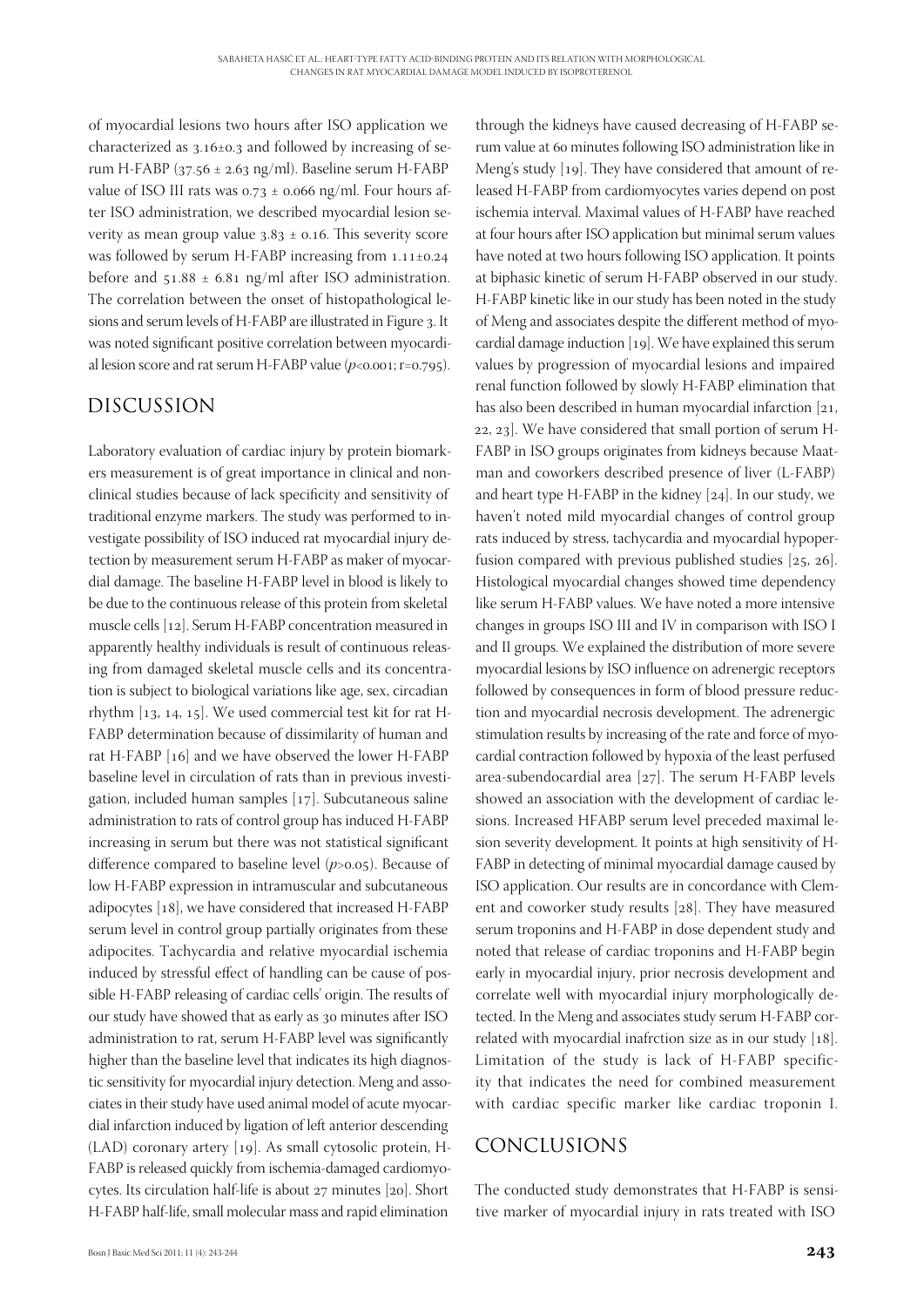of myocardial lesions two hours after ISO application we characterized as 3.16±0.3 and followed by increasing of serum H-FABP (37.56 ± 2.63 ng/ml). Baseline serum H-FABP value of ISO III rats was 0.73 ± 0.066 ng/ml. Four hours after ISO administration, we described myocardial lesion severity as mean group value 3.83 ± 0.16. This severity score was followed by serum H-FABP increasing from 1.11±0.24 before and 51.88 ± 6.81 ng/ml after ISO administration. The correlation between the onset of histopathological lesions and serum levels of H-FABP are illustrated in Figure 3. It was noted significant positive correlation between myocardial lesion score and rat serum H-FABP value ($p<0.001$; r=0.795).

## DISCUSSION

Laboratory evaluation of cardiac injury by protein biomarkers measurement is of great importance in clinical and nonclinical studies because of lack specificity and sensitivity of traditional enzyme markers. The study was performed to investigate possibility of ISO induced rat myocardial injury detection by measurement serum H-FABP as maker of myocardial damage. The baseline H-FABP level in blood is likely to be due to the continuous release of this protein from skeletal muscle cells [12]. Serum H-FABP concentration measured in apparently healthy individuals is result of continuous releasing from damaged skeletal muscle cells and its concentration is subject to biological variations like age, sex, circadian rhythm [13, 14, 15]. We used commercial test kit for rat H-FABP determination because of dissimilarity of human and rat H-FABP [16] and we have observed the lower H-FABP baseline level in circulation of rats than in previous investigation, included human samples [17]. Subcutaneous saline administration to rats of control group has induced H-FABP increasing in serum but there was not statistical significant difference compared to baseline level ($p>0.05$). Because of low H-FABP expression in intramuscular and subcutaneous adipocytes [18], we have considered that increased H-FABP serum level in control group partially originates from these adipocites. Tachycardia and relative myocardial ischemia induced by stressful effect of handling can be cause of possible H-FABP releasing of cardiac cells' origin. The results of our study have showed that as early as 30 minutes after ISO administration to rat, serum H-FABP level was significantly higher than the baseline level that indicates its high diagnostic sensitivity for myocardial injury detection. Meng and associates in their study have used animal model of acute myocardial infarction induced by ligation of left anterior descending (LAD) coronary artery [19]. As small cytosolic protein, H-FABP is released quickly from ischemia-damaged cardiomyocytes. Its circulation half-life is about 27 minutes [20]. Short H-FABP half-life, small molecular mass and rapid elimination through the kidneys have caused decreasing of H-FABP serum value at 60 minutes following ISO administration like in Meng's study [19]. They have considered that amount of released H-FABP from cardiomyocytes varies depend on post ischemia interval. Maximal values of H-FABP have reached at four hours after ISO application but minimal serum values have noted at two hours following ISO application. It points at biphasic kinetic of serum H-FABP observed in our study. H-FABP kinetic like in our study has been noted in the study of Meng and associates despite the different method of myocardial damage induction [19]. We have explained this serum values by progression of myocardial lesions and impaired renal function followed by slowly H-FABP elimination that has also been described in human myocardial infarction [21, 22, 23]. We have considered that small portion of serum H-FABP in ISO groups originates from kidneys because Maatman and coworkers described presence of liver (L-FABP) and heart type H-FABP in the kidney [24]. In our study, we haven't noted mild myocardial changes of control group rats induced by stress, tachycardia and myocardial hypoperfusion compared with previous published studies [25, 26]. Histological myocardial changes showed time dependency like serum H-FABP values. We have noted a more intensive changes in groups ISO III and IV in comparison with ISO I and II groups. We explained the distribution of more severe myocardial lesions by ISO influence on adrenergic receptors followed by consequences in form of blood pressure reduction and myocardial necrosis development. The adrenergic stimulation results by increasing of the rate and force of myocardial contraction followed by hypoxia of the least perfused area-subendocardial area [27]. The serum H-FABP levels showed an association with the development of cardiac lesions. Increased HFABP serum level preceded maximal lesion severity development. It points at high sensitivity of H-FABP in detecting of minimal myocardial damage caused by ISO application. Our results are in concordance with Clement and coworker study results [28]. They have measured serum troponins and H-FABP in dose dependent study and noted that release of cardiac troponins and H-FABP begin early in myocardial injury, prior necrosis development and correlate well with myocardial injury morphologically detected. In the Meng and associates study serum H-FABP correlated with myocardial inafrction size as in our study [18]. Limitation of the study is lack of H-FABP specificity that indicates the need for combined measurement with cardiac specific marker like cardiac troponin I.

## CONCLUSIONS

The conducted study demonstrates that H-FABP is sensitive marker of myocardial injury in rats treated with ISO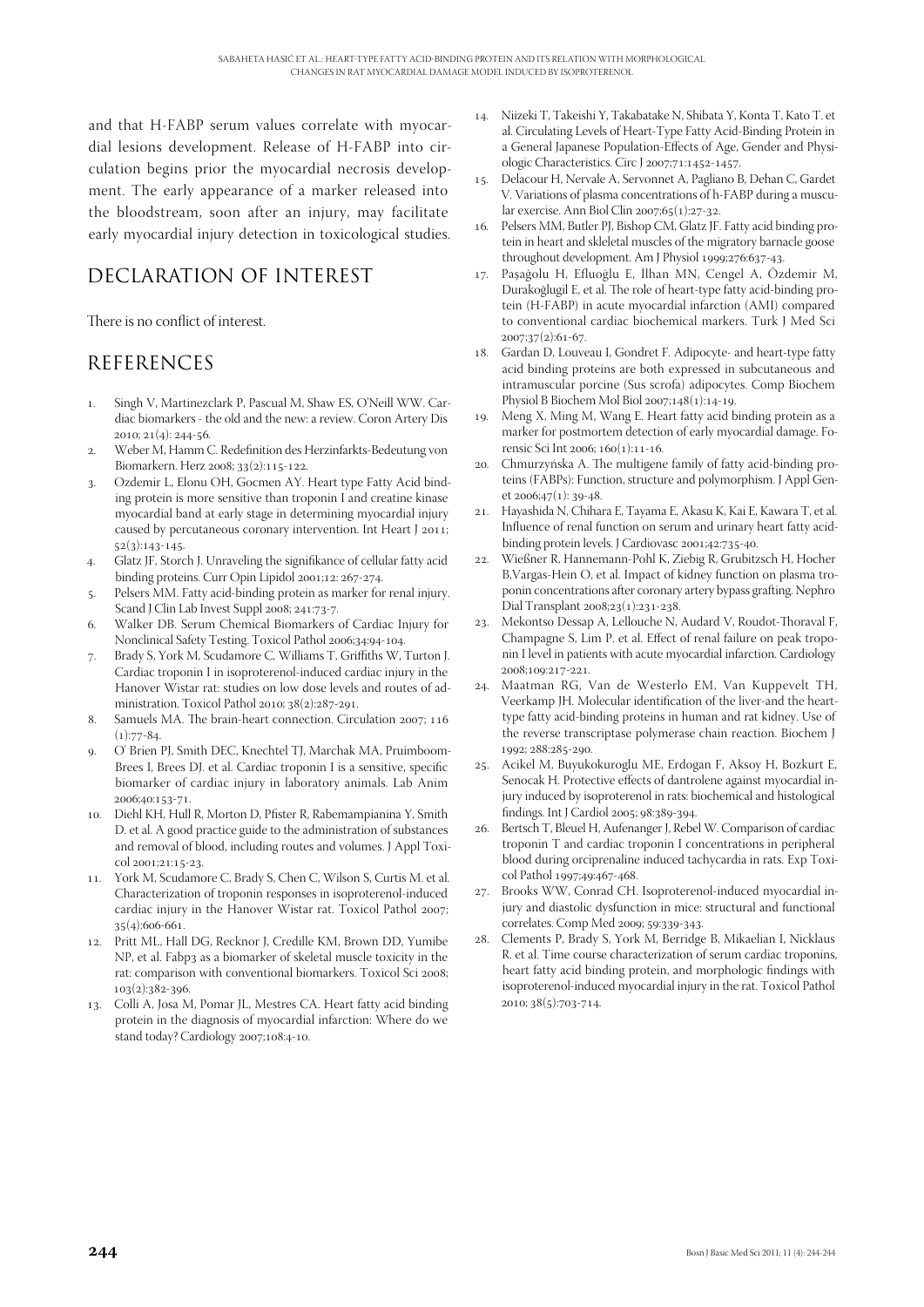and that H-FABP serum values correlate with myocardial lesions development. Release of H-FABP into circulation begins prior the myocardial necrosis development. The early appearance of a marker released into the bloodstream, soon after an injury, may facilitate early myocardial injury detection in toxicological studies.

## DECLARATION OF INTEREST

There is no conflict of interest.

## REFERENCES

1. Singh V, Martinezclark P, Pascual M, Shaw ES, O'Neill WW. Cardiac biomarkers - the old and the new: a review. Coron Artery Dis 2010; 21(4): 244-56.
2. Weber M, Hamm C. Redefinition des Herzinfarkts-Bedeutung von Biomarkern. Herz 2008; 33(2):115-122.
3. Ozdemir L, Elonu OH, Gocmen AY. Heart type Fatty Acid binding protein is more sensitive than troponin I and creatine kinase myocardial band at early stage in determining myocardial injury caused by percutaneous coronary intervention. Int Heart J 2011; 52(3):143-145.
4. Glatz JF, Storch J. Unraveling the signifikance of cellular fatty acid binding proteins. Curr Opin Lipidol 2001;12: 267-274.
5. Pelsers MM. Fatty acid-binding protein as marker for renal injury. Scand J Clin Lab Invest Suppl 2008; 241:73-7.
6. Walker DB. Serum Chemical Biomarkers of Cardiac Injury for Nonclinical Safety Testing. Toxicol Pathol 2006;34:94-104.
7. Brady S, York M, Scudamore C, Williams T, Griffiths W, Turton J. Cardiac troponin I in isoproterenol-induced cardiac injury in the Hanover Wistar rat: studies on low dose levels and routes of administration. Toxicol Pathol 2010; 38(2):287-291.
8. Samuels MA. The brain-heart connection. Circulation 2007; 116 (1):77-84.
9. O' Brien PJ, Smith DEC, Knechtel TJ, Marchak MA, Pruimboom-Brees I, Brees DJ. et al. Cardiac troponin I is a sensitive, specific biomarker of cardiac injury in laboratory animals. Lab Anim 2006;40:153-71.
10. Diehl KH, Hull R, Morton D, Pfister R, Rabemampianina Y, Smith D. et al. A good practice guide to the administration of substances and removal of blood, including routes and volumes. J Appl Toxicol 2001;21:15-23.
11. York M, Scudamore C, Brady S, Chen C, Wilson S, Curtis M. et al. Characterization of troponin responses in isoproterenol-induced cardiac injury in the Hanover Wistar rat. Toxicol Pathol 2007; 35(4):606-661.
12. Pritt ML, Hall DG, Recknor J, Credille KM, Brown DD, Yumibe NP, et al. Fabp3 as a biomarker of skeletal muscle toxicity in the rat: comparison with conventional biomarkers. Toxicol Sci 2008; 103(2):382-396.
13. Colli A, Josa M, Pomar JL, Mestres CA. Heart fatty acid binding protein in the diagnosis of myocardial infarction: Where do we stand today? Cardiology 2007;108:4-10.
14. Niizeki T, Takeishi Y, Takabatake N, Shibata Y, Konta T, Kato T. et al. Circulating Levels of Heart-Type Fatty Acid-Binding Protein in a General Japanese Population-Effects of Age, Gender and Physiologic Characteristics. Circ J 2007;71:1452-1457.
15. Delacour H, Nervale A, Servonnet A, Pagliano B, Dehan C, Gardet V. Variations of plasma concentrations of h-FABP during a muscular exercise. Ann Biol Clin 2007;65(1):27-32.
16. Pelsers MM, Butler PJ, Bishop CM, Glatz JF. Fatty acid binding protein in heart and skleletal muscles of the migratory barnacle goose throughout development. Am J Physiol 1999;276:637-43.
17. Paşaǧolu H, Efluoǧlu E, İlhan MN, Cengel A, Özdemir M, Durakoǧlugil E, et al. The role of heart-type fatty acid-binding protein (H-FABP) in acute myocardial infarction (AMI) compared to conventional cardiac biochemical markers. Turk J Med Sci 2007;37(2):61-67.
18. Gardan D, Louveau I, Gondret F. Adipocyte- and heart-type fatty acid binding proteins are both expressed in subcutaneous and intramuscular porcine (Sus scrofa) adipocytes. Comp Biochem Physiol B Biochem Mol Biol 2007;148(1):14-19.
19. Meng X, Ming M, Wang E. Heart fatty acid binding protein as a marker for postmortem detection of early myocardial damage. Forensic Sci Int 2006; 160(1):11-16.
20. Chmurzyńska A. The multigene family of fatty acid-binding proteins (FABPs): Function, structure and polymorphism. J Appl Genet 2006;47(1): 39-48.
21. Hayashida N, Chihara E, Tayama E, Akasu K, Kai E, Kawara T, et al. Influence of renal function on serum and urinary heart fatty acid-binding protein levels. J Cardiovasc 2001;42:735-40.
22. Wießner R, Hannemann-Pohl K, Ziebig R, Grubitzsch H, Hocher B,Vargas-Hein O, et al. Impact of kidney function on plasma troponin concentrations after coronary artery bypass grafting. Nephro Dial Transplant 2008;23(1):231-238.
23. Mekontso Dessap A, Lellouche N, Audard V, Roudot-Thoraval F, Champagne S, Lim P. et al. Effect of renal failure on peak troponin I level in patients with acute myocardial infarction. Cardiology 2008;109:217-221.
24. Maatman RG, Van de Westerlo EM, Van Kuppevelt TH, Veerkamp JH. Molecular identification of the liver-and the heart-type fatty acid-binding proteins in human and rat kidney. Use of the reverse transcriptase polymerase chain reaction. Biochem J 1992; 288:285-290.
25. Acikel M, Buyukokuroglu ME, Erdogan F, Aksoy H, Bozkurt E, Senocak H. Protective effects of dantrolene against myocardial injury induced by isoproterenol in rats: biochemical and histological findings. Int J Cardiol 2005; 98:389-394.
26. Bertsch T, Bleuel H, Aufenanger J, Rebel W. Comparison of cardiac troponin T and cardiac troponin I concentrations in peripheral blood during orciprenaline induced tachycardia in rats. Exp Toxicol Pathol 1997;49:467-468.
27. Brooks WW, Conrad CH. Isoproterenol-induced myocardial injury and diastolic dysfunction in mice: structural and functional correlates. Comp Med 2009; 59:339-343.
28. Clements P, Brady S, York M, Berridge B, Mikaelian I, Nicklaus R. et al. Time course characterization of serum cardiac troponins, heart fatty acid binding protein, and morphologic findings with isoproterenol-induced myocardial injury in the rat. Toxicol Pathol 2010; 38(5):703-714.